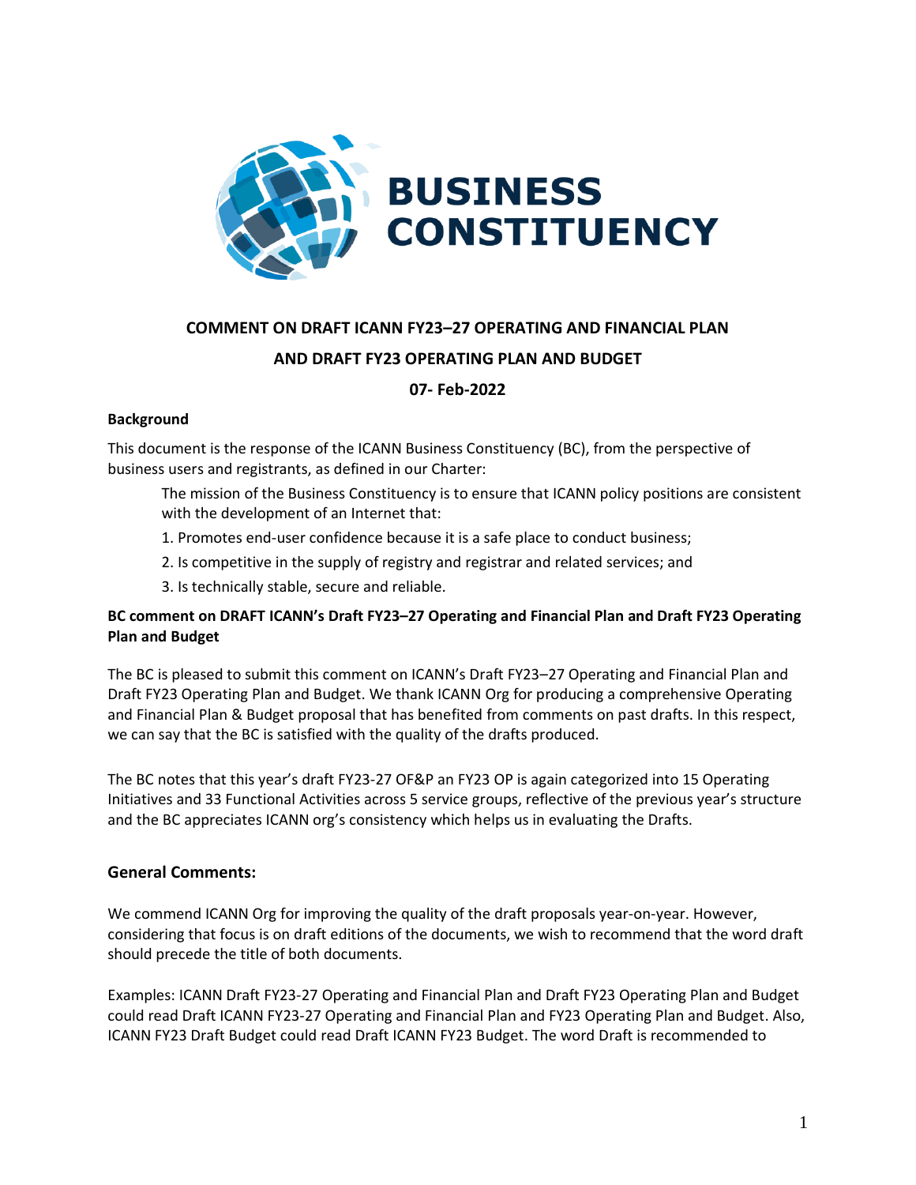# BUSINESS CONSTITUENCY

**COMMENT ON DRAFT ICANN FY23–27 OPERATING AND FINANCIAL PLAN**

**AND DRAFT FY23 OPERATING PLAN AND BUDGET**

**07- Feb-2022**

**Background**

This document is the response of the ICANN Business Constituency (BC), from the perspective of business users and registrants, as defined in our Charter:

> The mission of the Business Constituency is to ensure that ICANN policy positions are consistent with the development of an Internet that:
>
> 1. Promotes end-user confidence because it is a safe place to conduct business;
> 2. Is competitive in the supply of registry and registrar and related services; and
> 3. Is technically stable, secure and reliable.

**BC comment on DRAFT ICANN's Draft FY23–27 Operating and Financial Plan and Draft FY23 Operating Plan and Budget**

The BC is pleased to submit this comment on ICANN's Draft FY23–27 Operating and Financial Plan and Draft FY23 Operating Plan and Budget. We thank ICANN Org for producing a comprehensive Operating and Financial Plan & Budget proposal that has benefited from comments on past drafts. In this respect, we can say that the BC is satisfied with the quality of the drafts produced.

The BC notes that this year's draft FY23-27 OF&P an FY23 OP is again categorized into 15 Operating Initiatives and 33 Functional Activities across 5 service groups, reflective of the previous year's structure and the BC appreciates ICANN org's consistency which helps us in evaluating the Drafts.

## General Comments:

We commend ICANN Org for improving the quality of the draft proposals year-on-year. However, considering that focus is on draft editions of the documents, we wish to recommend that the word draft should precede the title of both documents.

Examples: ICANN Draft FY23-27 Operating and Financial Plan and Draft FY23 Operating Plan and Budget could read Draft ICANN FY23-27 Operating and Financial Plan and FY23 Operating Plan and Budget. Also, ICANN FY23 Draft Budget could read Draft ICANN FY23 Budget. The word Draft is recommended to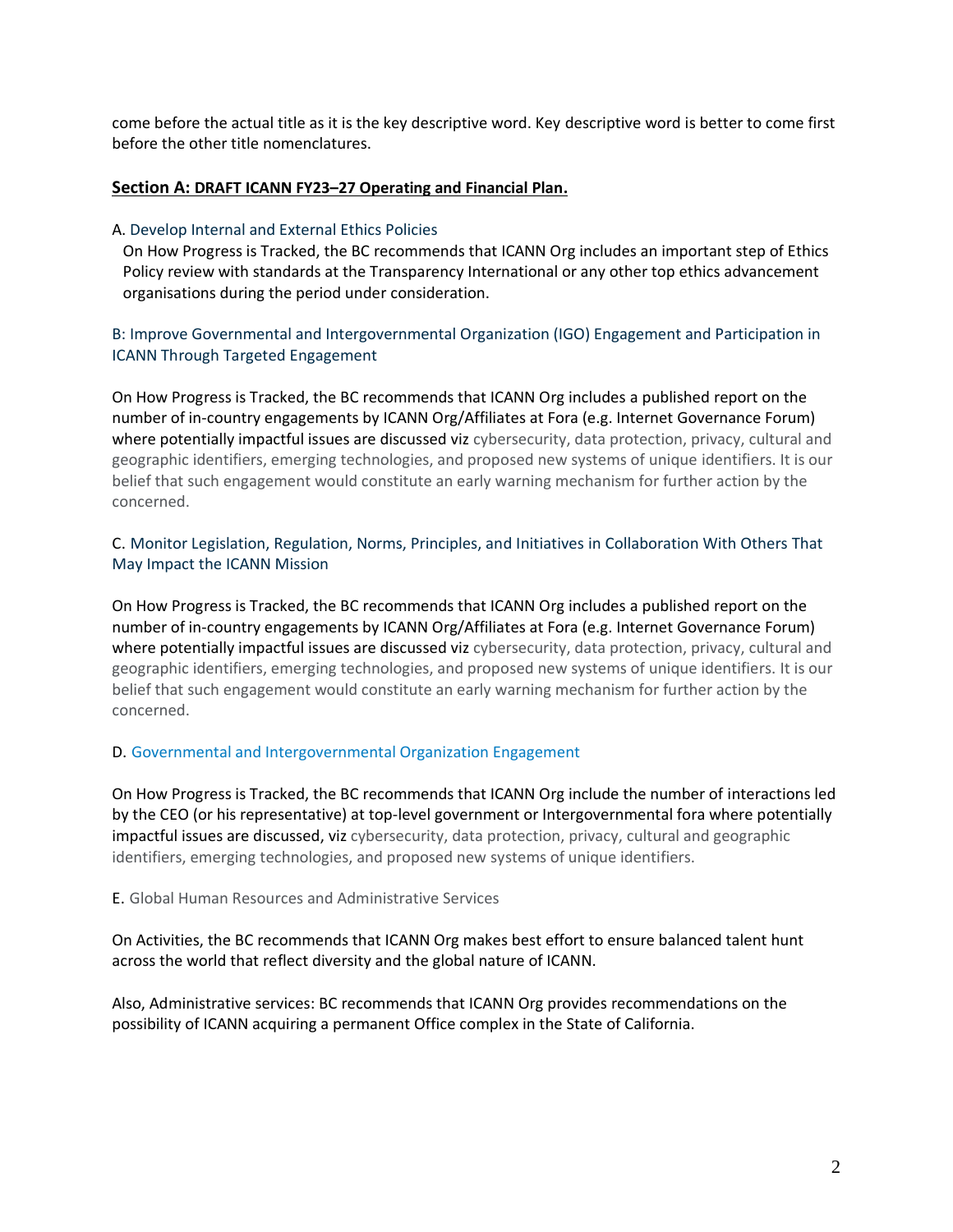come before the actual title as it is the key descriptive word. Key descriptive word is better to come first before the other title nomenclatures.

## Section A: DRAFT ICANN FY23–27 Operating and Financial Plan.

A. Develop Internal and External Ethics Policies

On How Progress is Tracked, the BC recommends that ICANN Org includes an important step of Ethics Policy review with standards at the Transparency International or any other top ethics advancement organisations during the period under consideration.

B: Improve Governmental and Intergovernmental Organization (IGO) Engagement and Participation in ICANN Through Targeted Engagement

On How Progress is Tracked, the BC recommends that ICANN Org includes a published report on the number of in-country engagements by ICANN Org/Affiliates at Fora (e.g. Internet Governance Forum) where potentially impactful issues are discussed viz cybersecurity, data protection, privacy, cultural and geographic identifiers, emerging technologies, and proposed new systems of unique identifiers. It is our belief that such engagement would constitute an early warning mechanism for further action by the concerned.

C. Monitor Legislation, Regulation, Norms, Principles, and Initiatives in Collaboration With Others That May Impact the ICANN Mission

On How Progress is Tracked, the BC recommends that ICANN Org includes a published report on the number of in-country engagements by ICANN Org/Affiliates at Fora (e.g. Internet Governance Forum) where potentially impactful issues are discussed viz cybersecurity, data protection, privacy, cultural and geographic identifiers, emerging technologies, and proposed new systems of unique identifiers. It is our belief that such engagement would constitute an early warning mechanism for further action by the concerned.

D. Governmental and Intergovernmental Organization Engagement

On How Progress is Tracked, the BC recommends that ICANN Org include the number of interactions led by the CEO (or his representative) at top-level government or Intergovernmental fora where potentially impactful issues are discussed, viz cybersecurity, data protection, privacy, cultural and geographic identifiers, emerging technologies, and proposed new systems of unique identifiers.

E. Global Human Resources and Administrative Services

On Activities, the BC recommends that ICANN Org makes best effort to ensure balanced talent hunt across the world that reflect diversity and the global nature of ICANN.

Also, Administrative services: BC recommends that ICANN Org provides recommendations on the possibility of ICANN acquiring a permanent Office complex in the State of California.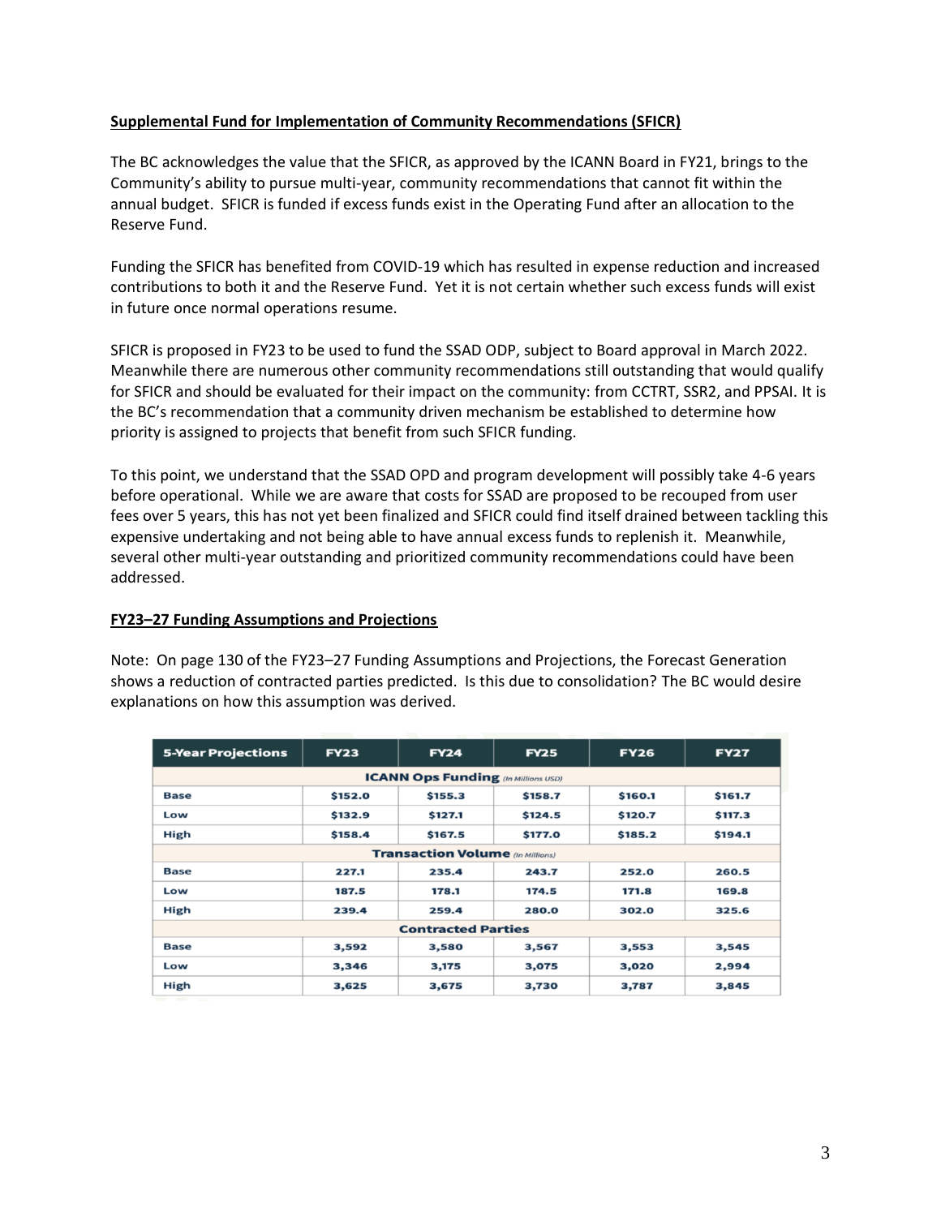**Supplemental Fund for Implementation of Community Recommendations (SFICR)**

The BC acknowledges the value that the SFICR, as approved by the ICANN Board in FY21, brings to the Community's ability to pursue multi-year, community recommendations that cannot fit within the annual budget. SFICR is funded if excess funds exist in the Operating Fund after an allocation to the Reserve Fund.

Funding the SFICR has benefited from COVID-19 which has resulted in expense reduction and increased contributions to both it and the Reserve Fund. Yet it is not certain whether such excess funds will exist in future once normal operations resume.

SFICR is proposed in FY23 to be used to fund the SSAD ODP, subject to Board approval in March 2022. Meanwhile there are numerous other community recommendations still outstanding that would qualify for SFICR and should be evaluated for their impact on the community: from CCTRT, SSR2, and PPSAI. It is the BC's recommendation that a community driven mechanism be established to determine how priority is assigned to projects that benefit from such SFICR funding.

To this point, we understand that the SSAD OPD and program development will possibly take 4-6 years before operational. While we are aware that costs for SSAD are proposed to be recouped from user fees over 5 years, this has not yet been finalized and SFICR could find itself drained between tackling this expensive undertaking and not being able to have annual excess funds to replenish it. Meanwhile, several other multi-year outstanding and prioritized community recommendations could have been addressed.

**FY23–27 Funding Assumptions and Projections**

Note: On page 130 of the FY23–27 Funding Assumptions and Projections, the Forecast Generation shows a reduction of contracted parties predicted. Is this due to consolidation? The BC would desire explanations on how this assumption was derived.

| 5-Year Projections | FY23 | FY24 | FY25 | FY26 | FY27 |
|---|---|---|---|---|---|
| **ICANN Ops Funding** *(In Millions USD)* | | | | | |
| Base | $152.0 | $155.3 | $158.7 | $160.1 | $161.7 |
| Low | $132.9 | $127.1 | $124.5 | $120.7 | $117.3 |
| High | $158.4 | $167.5 | $177.0 | $185.2 | $194.1 |
| **Transaction Volume** *(In Millions)* | | | | | |
| Base | 227.1 | 235.4 | 243.7 | 252.0 | 260.5 |
| Low | 187.5 | 178.1 | 174.5 | 171.8 | 169.8 |
| High | 239.4 | 259.4 | 280.0 | 302.0 | 325.6 |
| **Contracted Parties** | | | | | |
| Base | 3,592 | 3,580 | 3,567 | 3,553 | 3,545 |
| Low | 3,346 | 3,175 | 3,075 | 3,020 | 2,994 |
| High | 3,625 | 3,675 | 3,730 | 3,787 | 3,845 |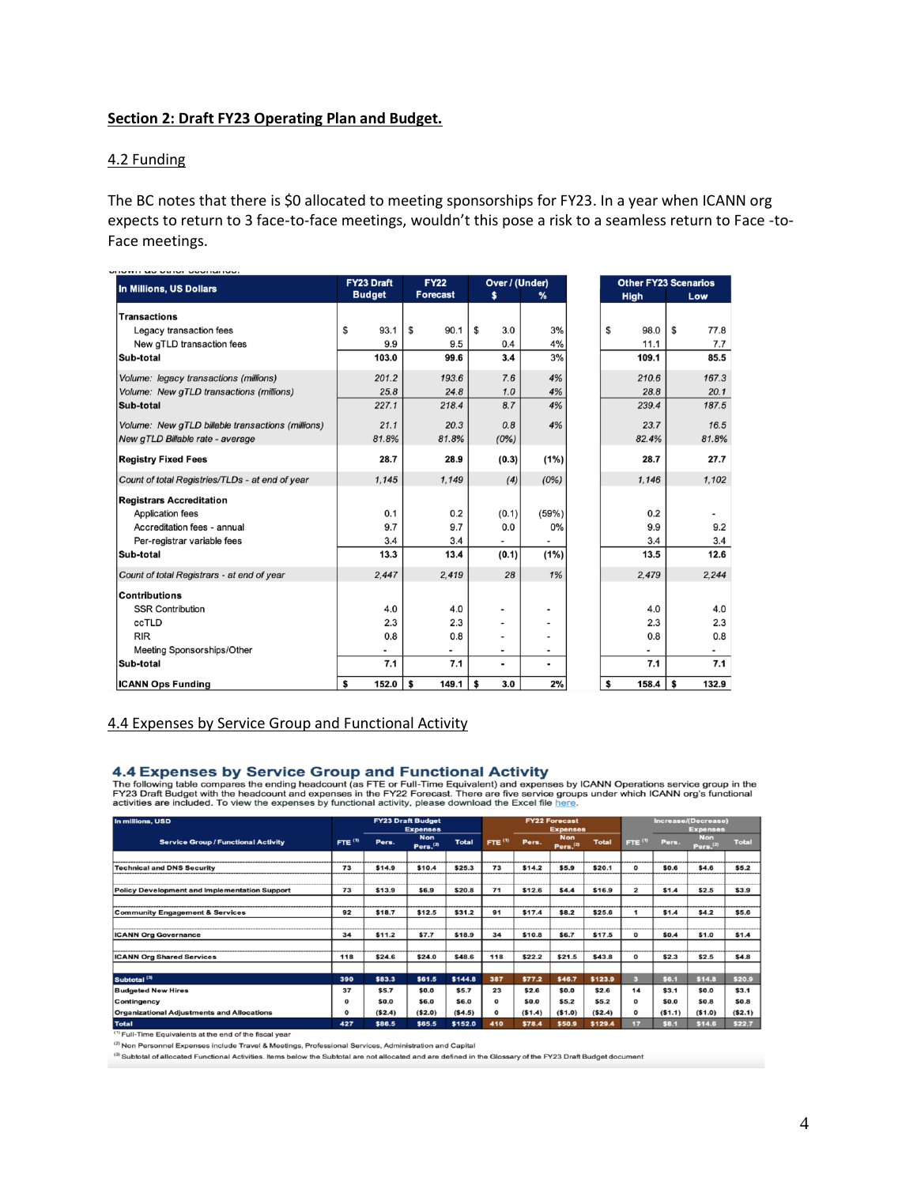## Section 2: Draft FY23 Operating Plan and Budget.

### 4.2 Funding

The BC notes that there is $0 allocated to meeting sponsorships for FY23. In a year when ICANN org expects to return to 3 face-to-face meetings, wouldn't this pose a risk to a seamless return to Face -to-Face meetings.

| In Millions, US Dollars | FY23 Draft Budget | FY22 Forecast | Over / (Under) $ | Over / (Under) % | Other FY23 Scenarios High | Other FY23 Scenarios Low |
|---|---|---|---|---|---|---|
| **Transactions** | | | | | | |
| Legacy transaction fees | $ 93.1 | $ 90.1 | $ 3.0 | 3% | $ 98.0 | $ 77.8 |
| New gTLD transaction fees | 9.9 | 9.5 | 0.4 | 4% | 11.1 | 7.7 |
| **Sub-total** | **103.0** | **99.6** | **3.4** | **3%** | **109.1** | **85.5** |
| *Volume: legacy transactions (millions)* | *201.2* | *193.6* | *7.6* | *4%* | *210.6* | *167.3* |
| *Volume: New gTLD transactions (millions)* | *25.8* | *24.8* | *1.0* | *4%* | *28.8* | *20.1* |
| **Sub-total** | *227.1* | *218.4* | *8.7* | *4%* | *239.4* | *187.5* |
| *Volume: New gTLD billable transactions (millions)* | *21.1* | *20.3* | *0.8* | *4%* | *23.7* | *16.5* |
| *New gTLD Billable rate - average* | *81.8%* | *81.8%* | *(0%)* | | *82.4%* | *81.8%* |
| **Registry Fixed Fees** | **28.7** | **28.9** | **(0.3)** | **(1%)** | **28.7** | **27.7** |
| *Count of total Registries/TLDs - at end of year* | *1,145* | *1,149* | *(4)* | *(0%)* | *1,146* | *1,102* |
| **Registrars Accreditation** | | | | | | |
| Application fees | 0.1 | 0.2 | (0.1) | (59%) | 0.2 | - |
| Accreditation fees - annual | 9.7 | 9.7 | 0.0 | 0% | 9.9 | 9.2 |
| Per-registrar variable fees | 3.4 | 3.4 | - | - | 3.4 | 3.4 |
| **Sub-total** | **13.3** | **13.4** | **(0.1)** | **(1%)** | **13.5** | **12.6** |
| *Count of total Registrars - at end of year* | *2,447* | *2,419* | *28* | *1%* | *2,479* | *2,244* |
| **Contributions** | | | | | | |
| SSR Contribution | 4.0 | 4.0 | - | - | 4.0 | 4.0 |
| ccTLD | 2.3 | 2.3 | - | - | 2.3 | 2.3 |
| RIR | 0.8 | 0.8 | - | - | 0.8 | 0.8 |
| Meeting Sponsorships/Other | - | - | - | - | - | - |
| **Sub-total** | **7.1** | **7.1** | **-** | **-** | **7.1** | **7.1** |
| **ICANN Ops Funding** | **$ 152.0** | **$ 149.1** | **$ 3.0** | **2%** | **$ 158.4** | **$ 132.9** |

### 4.4 Expenses by Service Group and Functional Activity

**4.4 Expenses by Service Group and Functional Activity**

The following table compares the ending headcount (as FTE or Full-Time Equivalent) and expenses by ICANN Operations service group in the FY23 Draft Budget with the headcount and expenses in the FY22 Forecast. There are five service groups under which ICANN org's functional activities are included. To view the expenses by functional activity, please download the Excel file here.

| In millions, USD | FY23 Draft Budget | | | | FY22 Forecast | | | | Increase/(Decrease) | | | |
|---|---|---|---|---|---|---|---|---|---|---|---|---|
| Service Group / Functional Activity | FTE [1] | Expenses Pers. | Expenses Non Pers.[2] | Expenses Total | FTE [1] | Expenses Pers. | Expenses Non Pers.[2] | Expenses Total | FTE [1] | Expenses Pers. | Expenses Non Pers.[2] | Expenses Total |
| Technical and DNS Security | 73 | $14.9 | $10.4 | $25.3 | 73 | $14.2 | $5.9 | $20.1 | 0 | $0.6 | $4.6 | $5.2 |
| Policy Development and Implementation Support | 73 | $13.9 | $6.9 | $20.8 | 71 | $12.6 | $4.4 | $16.9 | 2 | $1.4 | $2.5 | $3.9 |
| Community Engagement & Services | 92 | $18.7 | $12.5 | $31.2 | 91 | $17.4 | $8.2 | $25.6 | 1 | $1.4 | $4.2 | $5.6 |
| ICANN Org Governance | 34 | $11.2 | $7.7 | $18.9 | 34 | $10.8 | $6.7 | $17.5 | 0 | $0.4 | $1.0 | $1.4 |
| ICANN Org Shared Services | 118 | $24.6 | $24.0 | $48.6 | 118 | $22.2 | $21.5 | $43.8 | 0 | $2.3 | $2.5 | $4.8 |
| **Subtotal [3]** | **390** | **$83.3** | **$61.5** | **$144.8** | **387** | **$77.2** | **$46.7** | **$123.9** | **3** | **$6.1** | **$14.8** | **$20.9** |
| Budgeted New Hires | 37 | $5.7 | $0.0 | $5.7 | 23 | $2.6 | $0.0 | $2.6 | 14 | $3.1 | $0.0 | $3.1 |
| Contingency | 0 | $0.0 | $6.0 | $6.0 | 0 | $0.0 | $5.2 | $5.2 | 0 | $0.0 | $0.8 | $0.8 |
| Organizational Adjustments and Allocations | 0 | ($2.4) | ($2.0) | ($4.5) | 0 | ($1.4) | ($1.0) | ($2.4) | 0 | ($1.1) | ($1.0) | ($2.1) |
| **Total** | **427** | **$86.5** | **$65.5** | **$152.0** | **410** | **$78.4** | **$50.9** | **$129.4** | **17** | **$8.1** | **$14.6** | **$22.7** |

[1] Full-Time Equivalents at the end of the fiscal year

[2] Non Personnel Expenses include Travel & Meetings, Professional Services, Administration and Capital

[3] Subtotal of allocated Functional Activities. Items below the Subtotal are not allocated and are defined in the Glossary of the FY23 Draft Budget document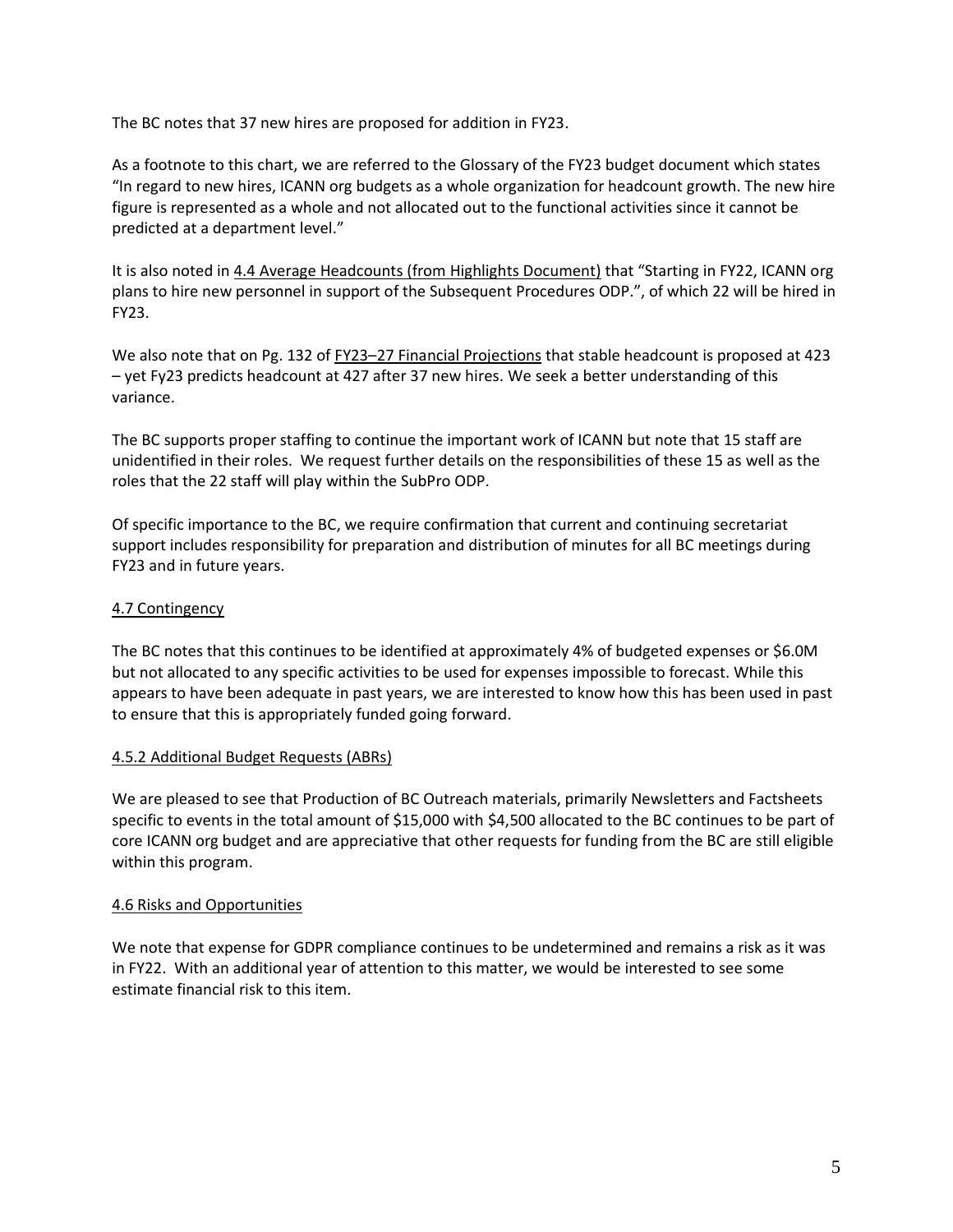The BC notes that 37 new hires are proposed for addition in FY23.

As a footnote to this chart, we are referred to the Glossary of the FY23 budget document which states "In regard to new hires, ICANN org budgets as a whole organization for headcount growth. The new hire figure is represented as a whole and not allocated out to the functional activities since it cannot be predicted at a department level."

It is also noted in 4.4 Average Headcounts (from Highlights Document) that "Starting in FY22, ICANN org plans to hire new personnel in support of the Subsequent Procedures ODP.", of which 22 will be hired in FY23.

We also note that on Pg. 132 of FY23–27 Financial Projections that stable headcount is proposed at 423 – yet Fy23 predicts headcount at 427 after 37 new hires. We seek a better understanding of this variance.

The BC supports proper staffing to continue the important work of ICANN but note that 15 staff are unidentified in their roles. We request further details on the responsibilities of these 15 as well as the roles that the 22 staff will play within the SubPro ODP.

Of specific importance to the BC, we require confirmation that current and continuing secretariat support includes responsibility for preparation and distribution of minutes for all BC meetings during FY23 and in future years.

## 4.7 Contingency

The BC notes that this continues to be identified at approximately 4% of budgeted expenses or $6.0M but not allocated to any specific activities to be used for expenses impossible to forecast. While this appears to have been adequate in past years, we are interested to know how this has been used in past to ensure that this is appropriately funded going forward.

## 4.5.2 Additional Budget Requests (ABRs)

We are pleased to see that Production of BC Outreach materials, primarily Newsletters and Factsheets specific to events in the total amount of $15,000 with $4,500 allocated to the BC continues to be part of core ICANN org budget and are appreciative that other requests for funding from the BC are still eligible within this program.

## 4.6 Risks and Opportunities

We note that expense for GDPR compliance continues to be undetermined and remains a risk as it was in FY22. With an additional year of attention to this matter, we would be interested to see some estimate financial risk to this item.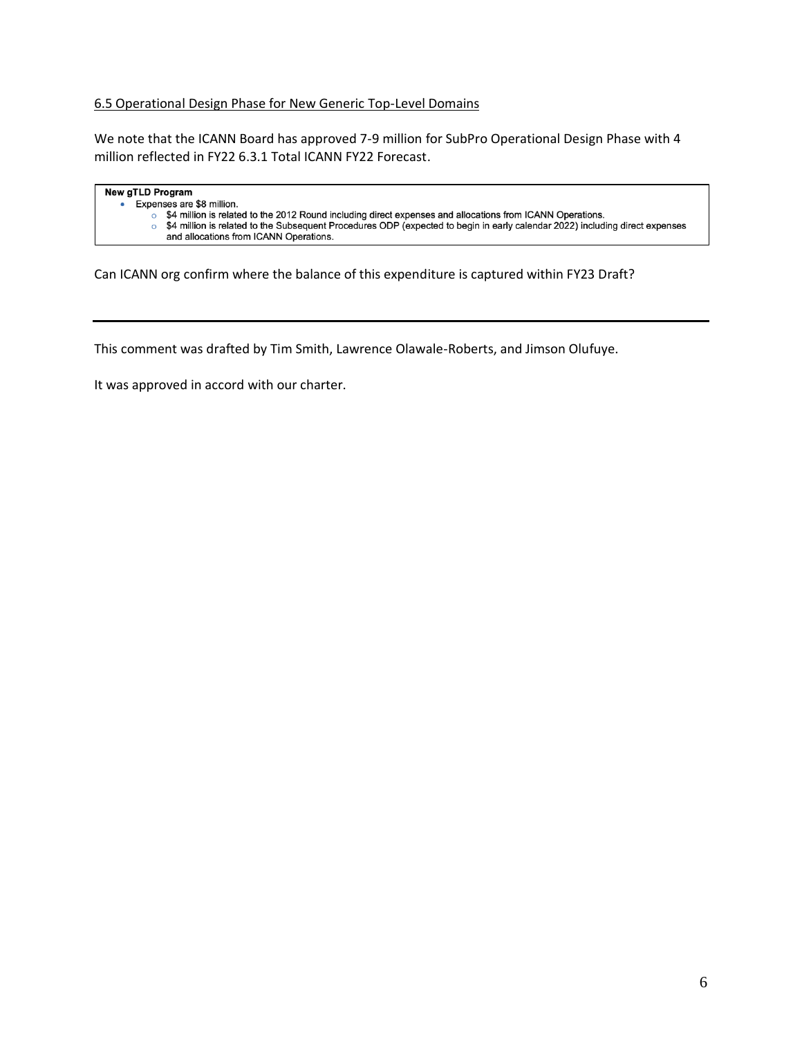6.5 Operational Design Phase for New Generic Top-Level Domains

We note that the ICANN Board has approved 7-9 million for SubPro Operational Design Phase with 4 million reflected in FY22 6.3.1 Total ICANN FY22 Forecast.

> **New gTLD Program**
> - Expenses are $8 million.
>   - $4 million is related to the 2012 Round including direct expenses and allocations from ICANN Operations.
>   - $4 million is related to the Subsequent Procedures ODP (expected to begin in early calendar 2022) including direct expenses and allocations from ICANN Operations.

Can ICANN org confirm where the balance of this expenditure is captured within FY23 Draft?

---

This comment was drafted by Tim Smith, Lawrence Olawale-Roberts, and Jimson Olufuye.

It was approved in accord with our charter.